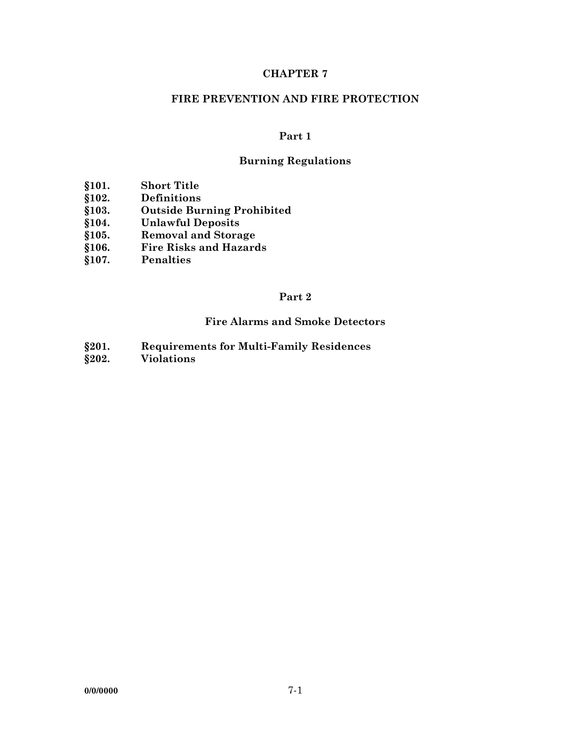# CHAPTER 7

# FIRE PREVENTION AND FIRE PROTECTION

## Part 1

## Burning Regulations

**§101. Short Title**
**§102. Definitions**
**§103. Outside Burning Prohibited**
**§104. Unlawful Deposits**
**§105. Removal and Storage**
**§106. Fire Risks and Hazards**
**§107. Penalties**

## Part 2

## Fire Alarms and Smoke Detectors

**§201. Requirements for Multi-Family Residences**
**§202. Violations**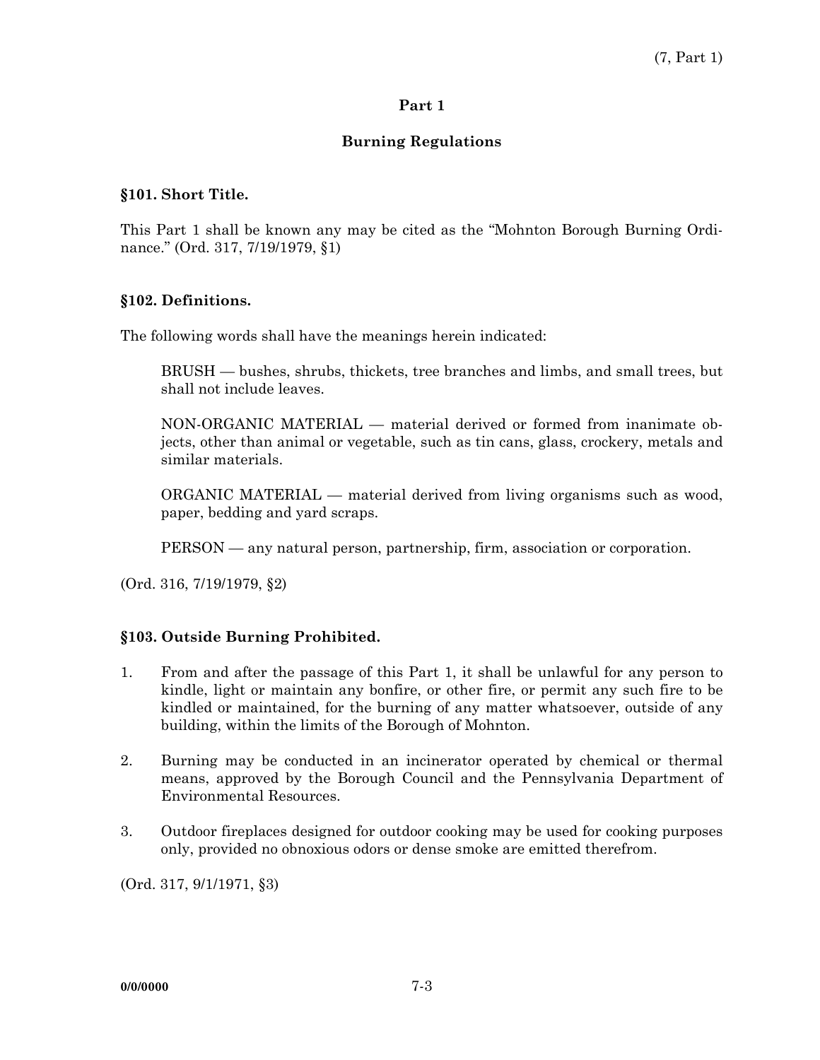# Part 1

## Burning Regulations

### §101. Short Title.

This Part 1 shall be known any may be cited as the "Mohnton Borough Burning Ordinance." (Ord. 317, 7/19/1979, §1)

### §102. Definitions.

The following words shall have the meanings herein indicated:

BRUSH — bushes, shrubs, thickets, tree branches and limbs, and small trees, but shall not include leaves.

NON-ORGANIC MATERIAL — material derived or formed from inanimate objects, other than animal or vegetable, such as tin cans, glass, crockery, metals and similar materials.

ORGANIC MATERIAL — material derived from living organisms such as wood, paper, bedding and yard scraps.

PERSON — any natural person, partnership, firm, association or corporation.

(Ord. 316, 7/19/1979, §2)

### §103. Outside Burning Prohibited.

1. From and after the passage of this Part 1, it shall be unlawful for any person to kindle, light or maintain any bonfire, or other fire, or permit any such fire to be kindled or maintained, for the burning of any matter whatsoever, outside of any building, within the limits of the Borough of Mohnton.
2. Burning may be conducted in an incinerator operated by chemical or thermal means, approved by the Borough Council and the Pennsylvania Department of Environmental Resources.
3. Outdoor fireplaces designed for outdoor cooking may be used for cooking purposes only, provided no obnoxious odors or dense smoke are emitted therefrom.

(Ord. 317, 9/1/1971, §3)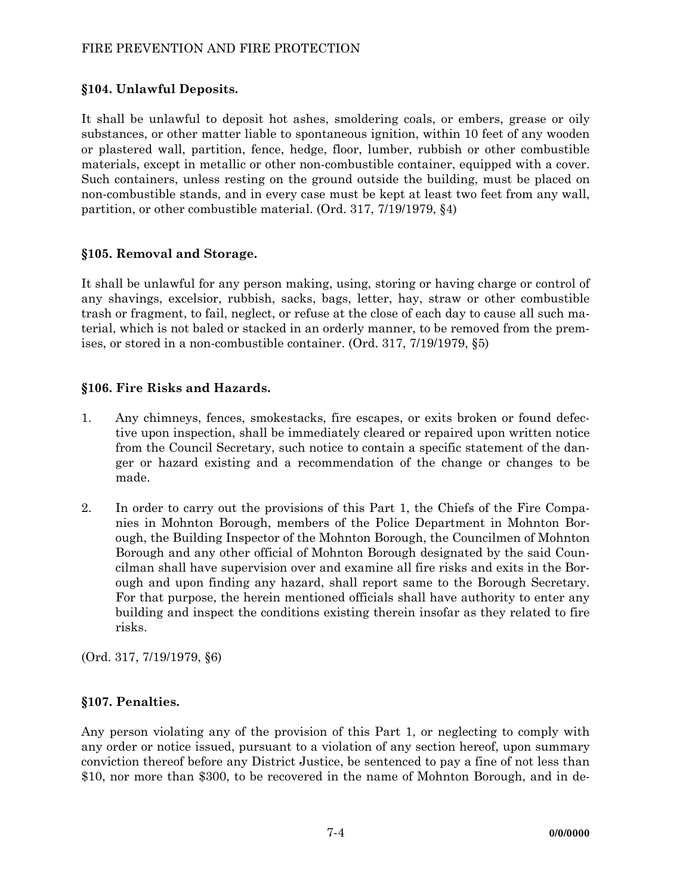### §104. Unlawful Deposits.

It shall be unlawful to deposit hot ashes, smoldering coals, or embers, grease or oily substances, or other matter liable to spontaneous ignition, within 10 feet of any wooden or plastered wall, partition, fence, hedge, floor, lumber, rubbish or other combustible materials, except in metallic or other non-combustible container, equipped with a cover. Such containers, unless resting on the ground outside the building, must be placed on non-combustible stands, and in every case must be kept at least two feet from any wall, partition, or other combustible material. (Ord. 317, 7/19/1979, §4)

### §105. Removal and Storage.

It shall be unlawful for any person making, using, storing or having charge or control of any shavings, excelsior, rubbish, sacks, bags, letter, hay, straw or other combustible trash or fragment, to fail, neglect, or refuse at the close of each day to cause all such material, which is not baled or stacked in an orderly manner, to be removed from the premises, or stored in a non-combustible container. (Ord. 317, 7/19/1979, §5)

### §106. Fire Risks and Hazards.

1. Any chimneys, fences, smokestacks, fire escapes, or exits broken or found defective upon inspection, shall be immediately cleared or repaired upon written notice from the Council Secretary, such notice to contain a specific statement of the danger or hazard existing and a recommendation of the change or changes to be made.

2. In order to carry out the provisions of this Part 1, the Chiefs of the Fire Companies in Mohnton Borough, members of the Police Department in Mohnton Borough, the Building Inspector of the Mohnton Borough, the Councilmen of Mohnton Borough and any other official of Mohnton Borough designated by the said Councilman shall have supervision over and examine all fire risks and exits in the Borough and upon finding any hazard, shall report same to the Borough Secretary. For that purpose, the herein mentioned officials shall have authority to enter any building and inspect the conditions existing therein insofar as they related to fire risks.

(Ord. 317, 7/19/1979, §6)

### §107. Penalties.

Any person violating any of the provision of this Part 1, or neglecting to comply with any order or notice issued, pursuant to a violation of any section hereof, upon summary conviction thereof before any District Justice, be sentenced to pay a fine of not less than $10, nor more than $300, to be recovered in the name of Mohnton Borough, and in de-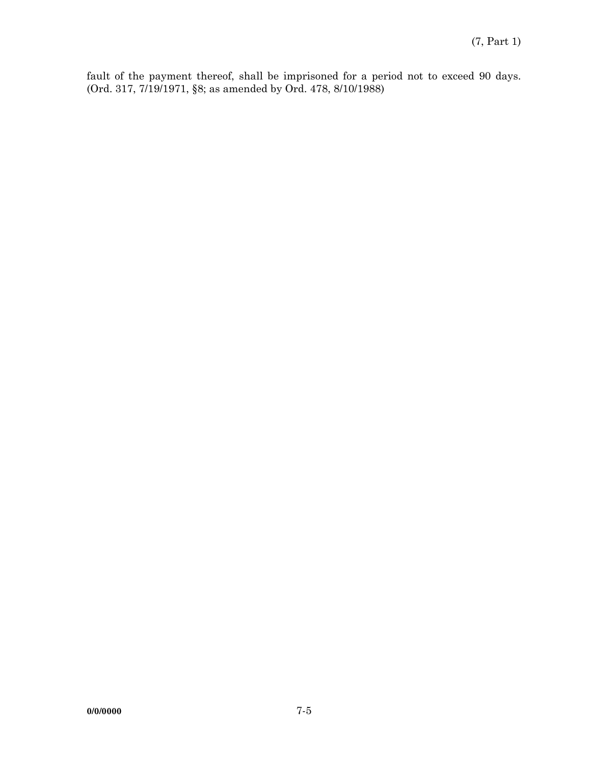fault of the payment thereof, shall be imprisoned for a period not to exceed 90 days. (Ord. 317, 7/19/1971, §8; as amended by Ord. 478, 8/10/1988)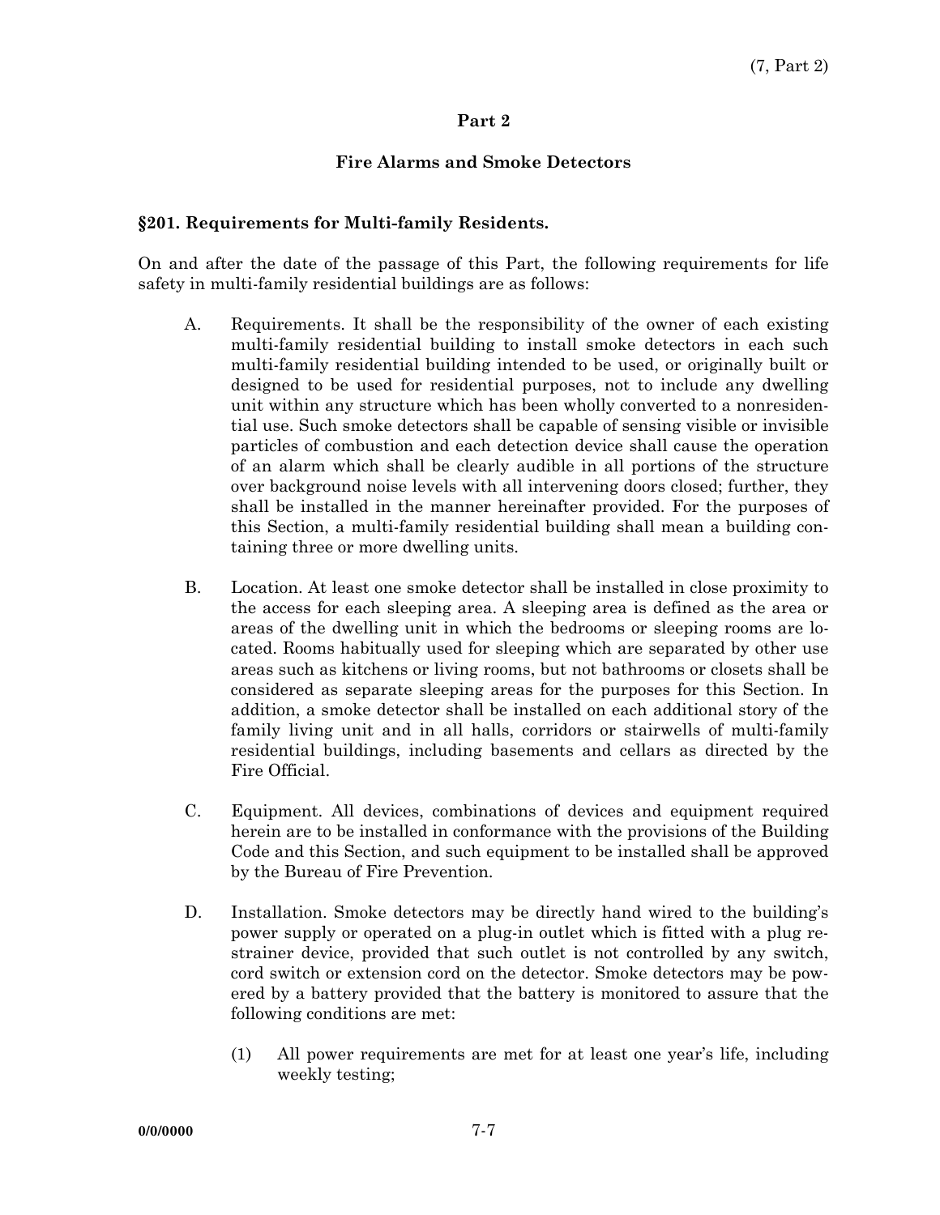## Part 2

## Fire Alarms and Smoke Detectors

### §201. Requirements for Multi-family Residents.

On and after the date of the passage of this Part, the following requirements for life safety in multi-family residential buildings are as follows:

A. Requirements. It shall be the responsibility of the owner of each existing multi-family residential building to install smoke detectors in each such multi-family residential building intended to be used, or originally built or designed to be used for residential purposes, not to include any dwelling unit within any structure which has been wholly converted to a nonresidential use. Such smoke detectors shall be capable of sensing visible or invisible particles of combustion and each detection device shall cause the operation of an alarm which shall be clearly audible in all portions of the structure over background noise levels with all intervening doors closed; further, they shall be installed in the manner hereinafter provided. For the purposes of this Section, a multi-family residential building shall mean a building containing three or more dwelling units.

B. Location. At least one smoke detector shall be installed in close proximity to the access for each sleeping area. A sleeping area is defined as the area or areas of the dwelling unit in which the bedrooms or sleeping rooms are located. Rooms habitually used for sleeping which are separated by other use areas such as kitchens or living rooms, but not bathrooms or closets shall be considered as separate sleeping areas for the purposes for this Section. In addition, a smoke detector shall be installed on each additional story of the family living unit and in all halls, corridors or stairwells of multi-family residential buildings, including basements and cellars as directed by the Fire Official.

C. Equipment. All devices, combinations of devices and equipment required herein are to be installed in conformance with the provisions of the Building Code and this Section, and such equipment to be installed shall be approved by the Bureau of Fire Prevention.

D. Installation. Smoke detectors may be directly hand wired to the building's power supply or operated on a plug-in outlet which is fitted with a plug restrainer device, provided that such outlet is not controlled by any switch, cord switch or extension cord on the detector. Smoke detectors may be powered by a battery provided that the battery is monitored to assure that the following conditions are met:

   (1) All power requirements are met for at least one year's life, including weekly testing;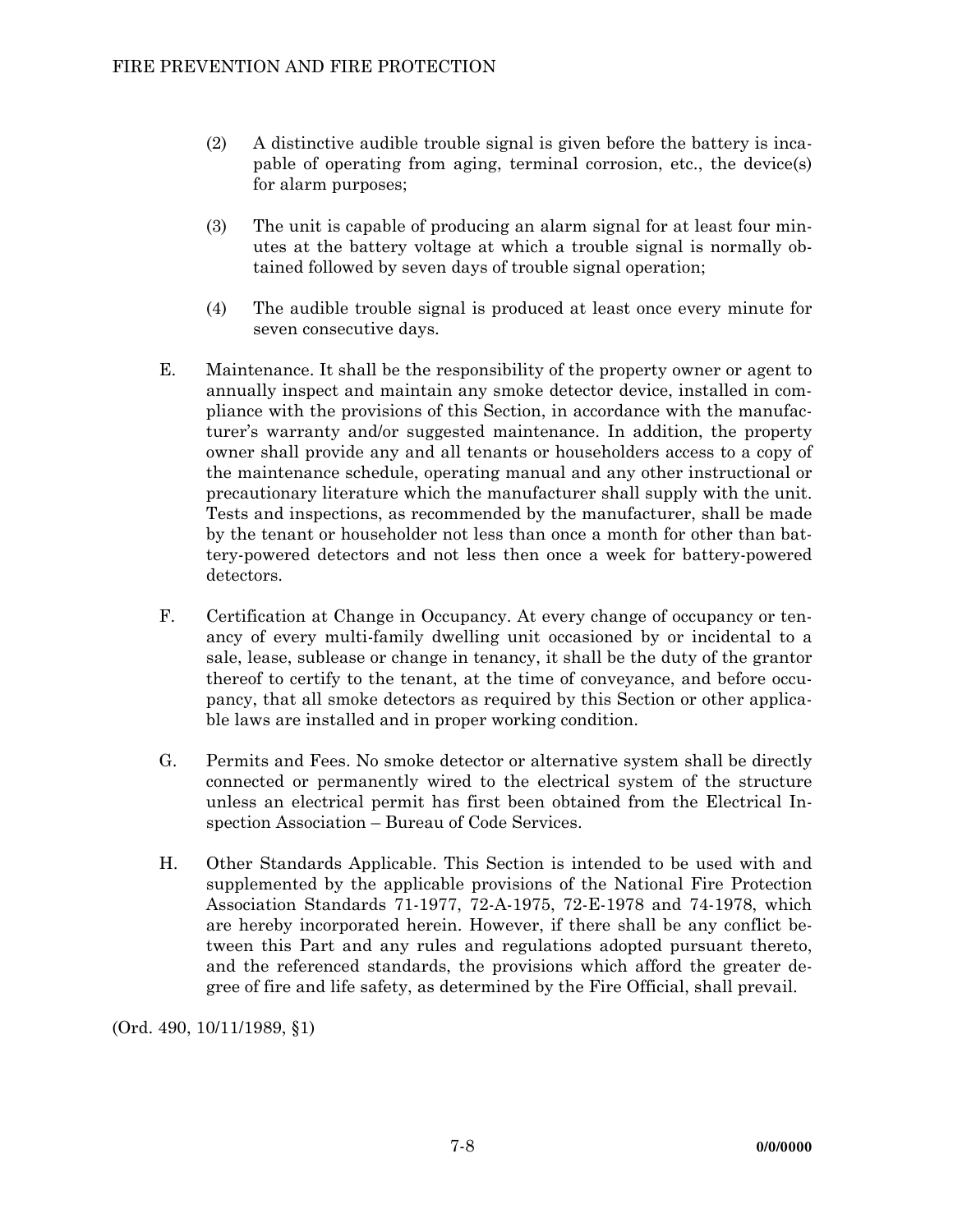(2) A distinctive audible trouble signal is given before the battery is incapable of operating from aging, terminal corrosion, etc., the device(s) for alarm purposes;

(3) The unit is capable of producing an alarm signal for at least four minutes at the battery voltage at which a trouble signal is normally obtained followed by seven days of trouble signal operation;

(4) The audible trouble signal is produced at least once every minute for seven consecutive days.

E. Maintenance. It shall be the responsibility of the property owner or agent to annually inspect and maintain any smoke detector device, installed in compliance with the provisions of this Section, in accordance with the manufacturer's warranty and/or suggested maintenance. In addition, the property owner shall provide any and all tenants or householders access to a copy of the maintenance schedule, operating manual and any other instructional or precautionary literature which the manufacturer shall supply with the unit. Tests and inspections, as recommended by the manufacturer, shall be made by the tenant or householder not less than once a month for other than battery-powered detectors and not less then once a week for battery-powered detectors.

F. Certification at Change in Occupancy. At every change of occupancy or tenancy of every multi-family dwelling unit occasioned by or incidental to a sale, lease, sublease or change in tenancy, it shall be the duty of the grantor thereof to certify to the tenant, at the time of conveyance, and before occupancy, that all smoke detectors as required by this Section or other applicable laws are installed and in proper working condition.

G. Permits and Fees. No smoke detector or alternative system shall be directly connected or permanently wired to the electrical system of the structure unless an electrical permit has first been obtained from the Electrical Inspection Association – Bureau of Code Services.

H. Other Standards Applicable. This Section is intended to be used with and supplemented by the applicable provisions of the National Fire Protection Association Standards 71-1977, 72-A-1975, 72-E-1978 and 74-1978, which are hereby incorporated herein. However, if there shall be any conflict between this Part and any rules and regulations adopted pursuant thereto, and the referenced standards, the provisions which afford the greater degree of fire and life safety, as determined by the Fire Official, shall prevail.

(Ord. 490, 10/11/1989, §1)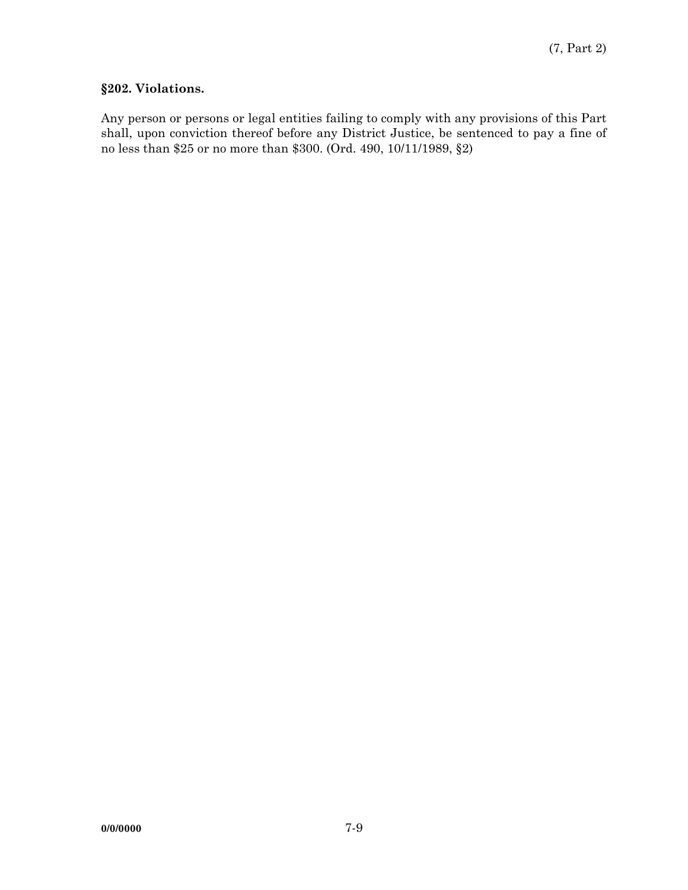**§202. Violations.**

Any person or persons or legal entities failing to comply with any provisions of this Part shall, upon conviction thereof before any District Justice, be sentenced to pay a fine of no less than $25 or no more than $300. (Ord. 490, 10/11/1989, §2)